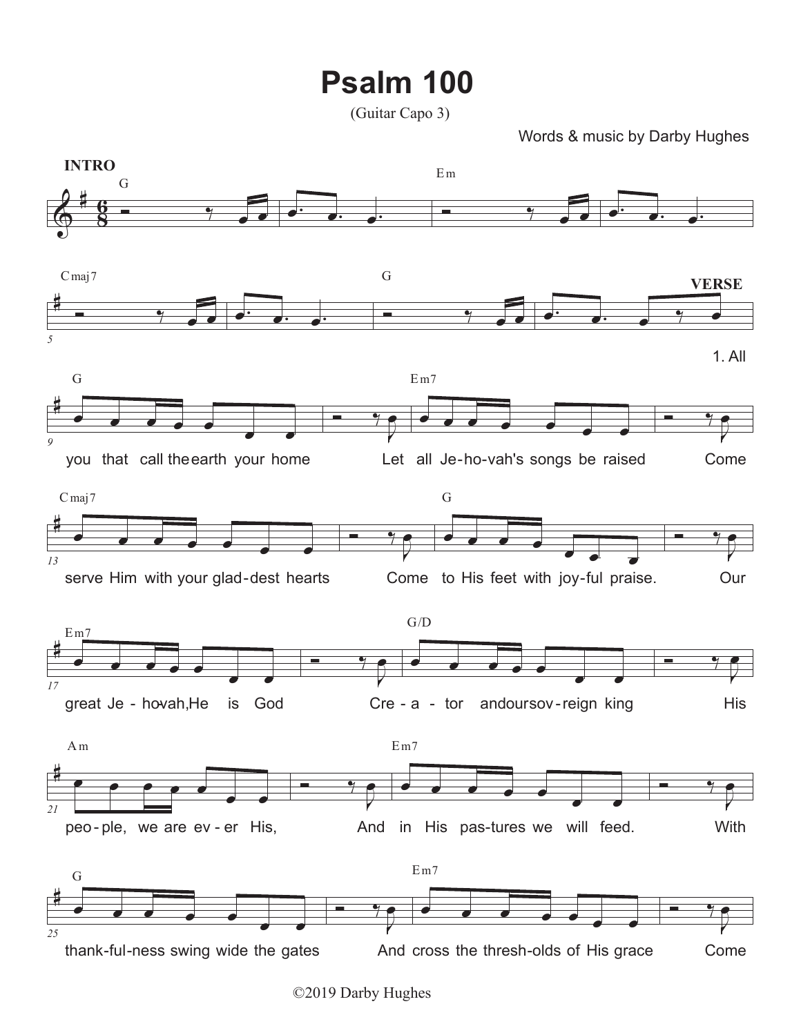# Psalm 100

(Guitar Capo 3)

Words & music by Darby Hughes

**INTRO**

G — Em — Cmaj7 — G

**VERSE**

1. All

G
you that call the earth your home

Em7
Let all Je-ho-vah's songs be raised Come

Cmaj7
serve Him with your glad-dest hearts

G
Come to His feet with joy-ful praise. Our

Em7
great Je - ho-vah, He is God

G/D
Cre - a - tor and our sov-reign king His

Am
peo-ple, we are ev - er His,

Em7
And in His pas-tures we will feed. With

G
thank-ful-ness swing wide the gates

Em7
And cross the thresh-olds of His grace Come

©2019 Darby Hughes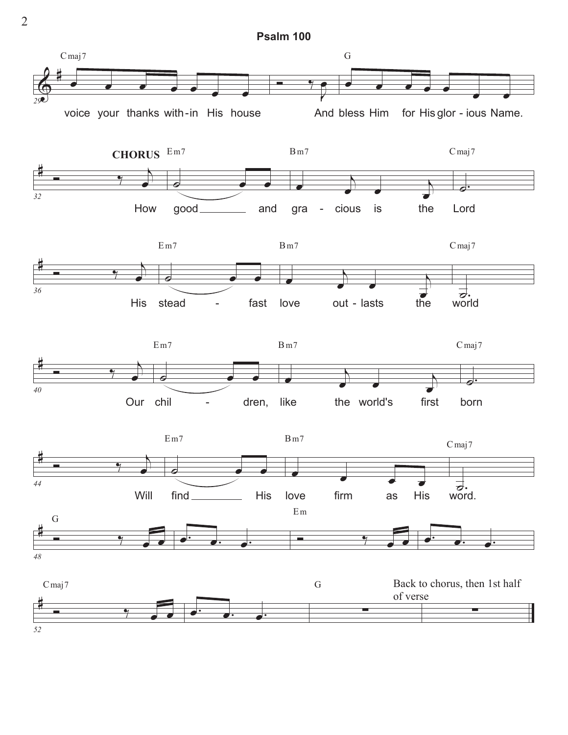**Psalm 100**

Cmaj7 / G

voice your thanks with-in His house And bless Him for His glor - ious Name.

**CHORUS**

Em7 / Bm7 / Cmaj7

How good and gra - cious is the Lord

His stead - fast love out - lasts the world

Our chil - dren, like the world's first born

Will find His love firm as His word.

G / Em / Cmaj7 / G

Back to chorus, then 1st half of verse